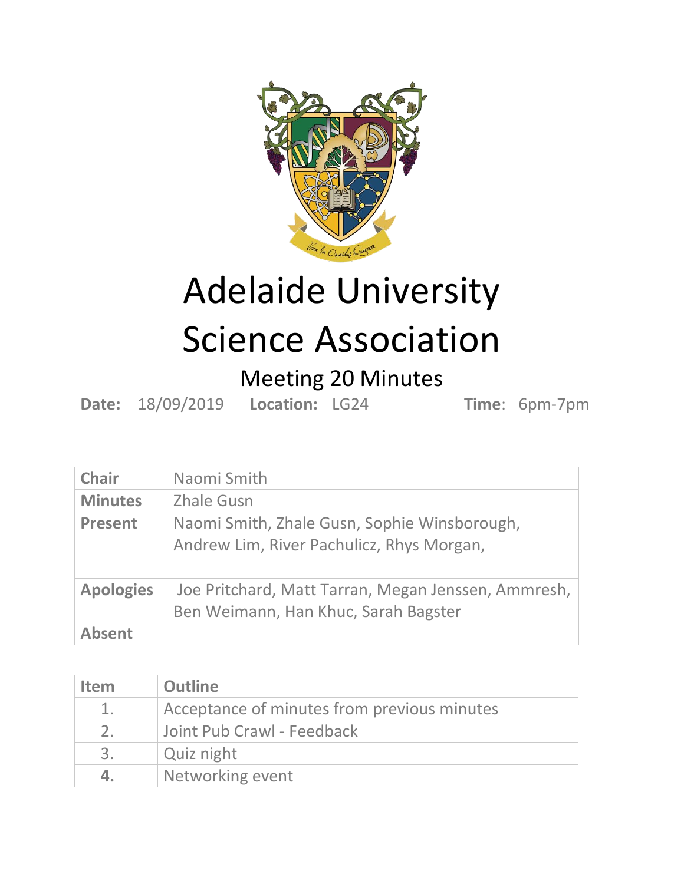# Adelaide University Science Association

## Meeting 20 Minutes

**Date:** 18/09/2019 **Location:** LG24 **Time**: 6pm-7pm

| | |
|---|---|
| **Chair** | Naomi Smith |
| **Minutes** | Zhale Gusn |
| **Present** | Naomi Smith, Zhale Gusn, Sophie Winsborough, Andrew Lim, River Pachulicz, Rhys Morgan, |
| **Apologies** | Joe Pritchard, Matt Tarran, Megan Jenssen, Ammresh, Ben Weimann, Han Khuc, Sarah Bagster |
| **Absent** | |

| Item | Outline |
|---|---|
| 1. | Acceptance of minutes from previous minutes |
| 2. | Joint Pub Crawl - Feedback |
| 3. | Quiz night |
| 4. | Networking event |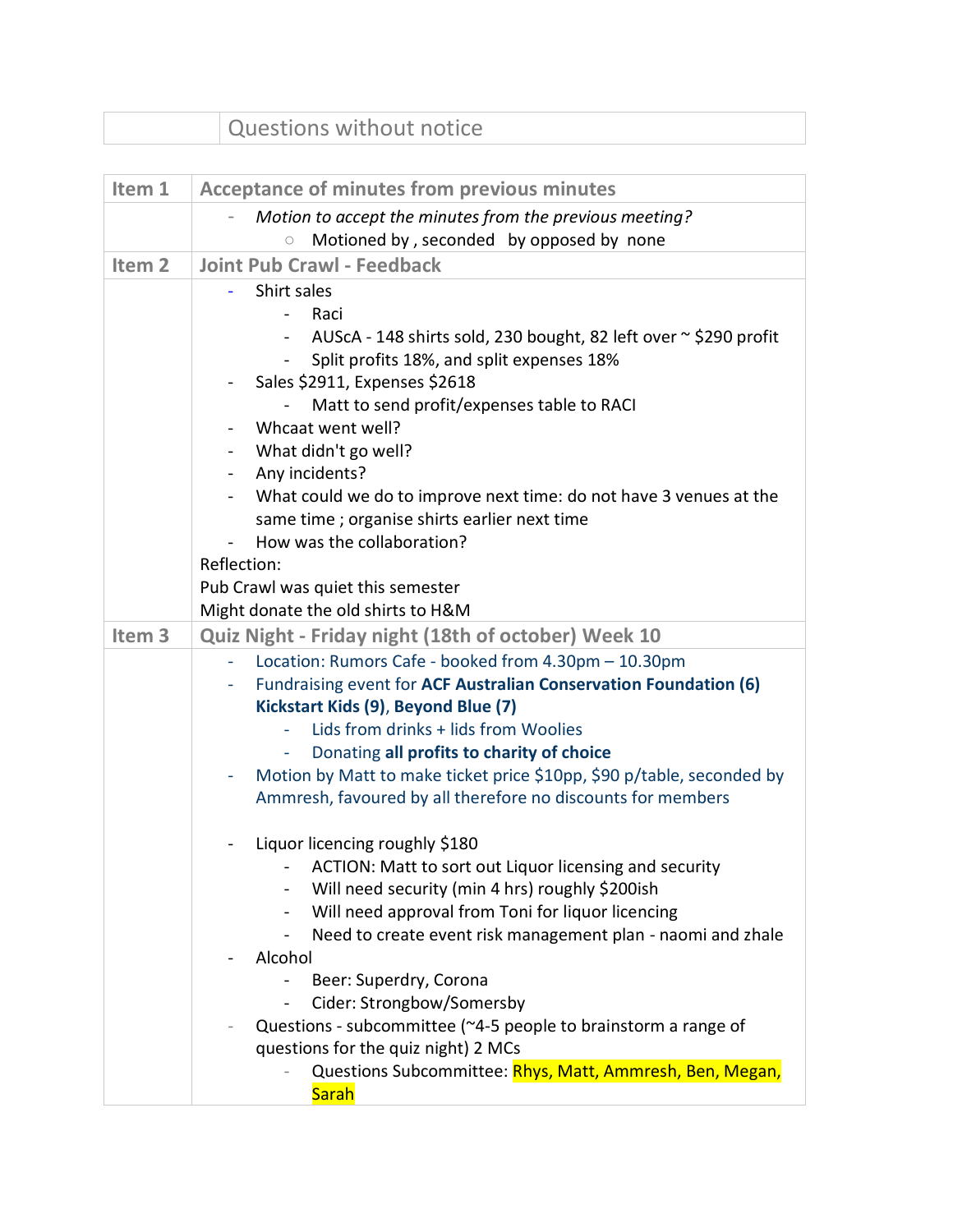| | Questions without notice |
|---|---|

| Item 1 | Acceptance of minutes from previous minutes |
|---|---|
| | - *Motion to accept the minutes from the previous meeting?*<br>  ○ Motioned by , seconded by opposed by none |
| **Item 2** | **Joint Pub Crawl - Feedback** |
| | - Shirt sales<br>  - Raci<br>  - AUScA - 148 shirts sold, 230 bought, 82 left over ~ $290 profit<br>  - Split profits 18%, and split expenses 18%<br>- Sales $2911, Expenses $2618<br>  - Matt to send profit/expenses table to RACI<br>- Whcaat went well?<br>- What didn't go well?<br>- Any incidents?<br>- What could we do to improve next time: do not have 3 venues at the same time ; organise shirts earlier next time<br>- How was the collaboration?<br>Reflection:<br>Pub Crawl was quiet this semester<br>Might donate the old shirts to H&M |
| **Item 3** | **Quiz Night - Friday night (18th of october) Week 10** |
| | - Location: Rumors Cafe - booked from 4.30pm – 10.30pm<br>- Fundraising event for **ACF Australian Conservation Foundation (6) Kickstart Kids (9)**, **Beyond Blue (7)**<br>  - Lids from drinks + lids from Woolies<br>  - Donating **all profits to charity of choice**<br>- Motion by Matt to make ticket price $10pp, $90 p/table, seconded by Ammresh, favoured by all therefore no discounts for members<br><br>- Liquor licencing roughly $180<br>  - ACTION: Matt to sort out Liquor licensing and security<br>  - Will need security (min 4 hrs) roughly $200ish<br>  - Will need approval from Toni for liquor licencing<br>  - Need to create event risk management plan - naomi and zhale<br>- Alcohol<br>  - Beer: Superdry, Corona<br>  - Cider: Strongbow/Somersby<br>- Questions - subcommittee (~4-5 people to brainstorm a range of questions for the quiz night) 2 MCs<br>  - Questions Subcommittee: Rhys, Matt, Ammresh, Ben, Megan, Sarah |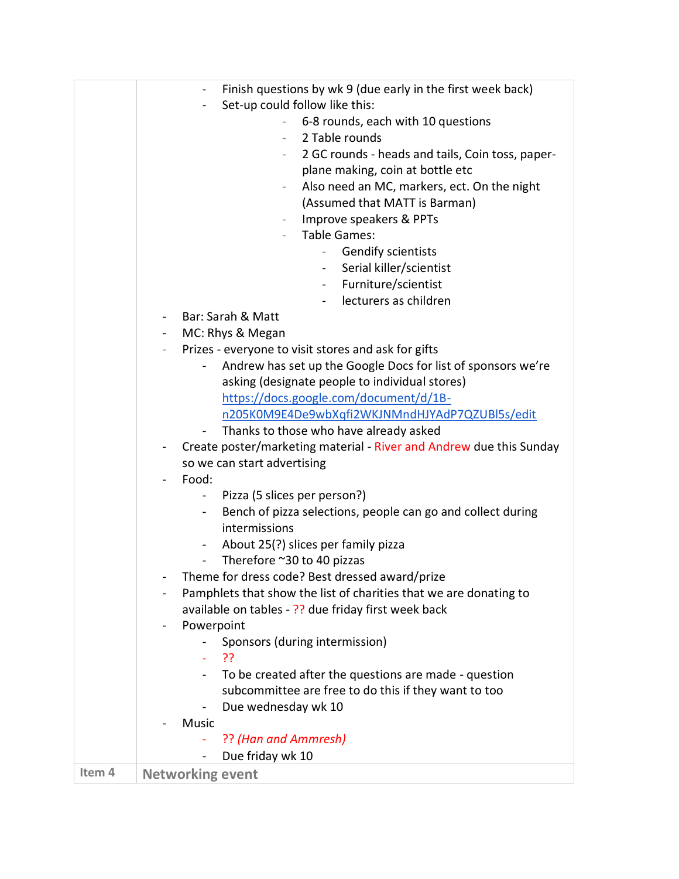| | |
|---|---|
| | - Finish questions by wk 9 (due early in the first week back)<br>- Set-up could follow like this:<br>&nbsp;&nbsp;&nbsp;&nbsp;- 6-8 rounds, each with 10 questions<br>&nbsp;&nbsp;&nbsp;&nbsp;- 2 Table rounds<br>&nbsp;&nbsp;&nbsp;&nbsp;- 2 GC rounds - heads and tails, Coin toss, paper-plane making, coin at bottle etc<br>&nbsp;&nbsp;&nbsp;&nbsp;- Also need an MC, markers, ect. On the night (Assumed that MATT is Barman)<br>&nbsp;&nbsp;&nbsp;&nbsp;- Improve speakers & PPTs<br>&nbsp;&nbsp;&nbsp;&nbsp;- Table Games:<br>&nbsp;&nbsp;&nbsp;&nbsp;&nbsp;&nbsp;&nbsp;&nbsp;- Gendify scientists<br>&nbsp;&nbsp;&nbsp;&nbsp;&nbsp;&nbsp;&nbsp;&nbsp;- Serial killer/scientist<br>&nbsp;&nbsp;&nbsp;&nbsp;&nbsp;&nbsp;&nbsp;&nbsp;- Furniture/scientist<br>&nbsp;&nbsp;&nbsp;&nbsp;&nbsp;&nbsp;&nbsp;&nbsp;- lecturers as children<br>- Bar: Sarah & Matt<br>- MC: Rhys & Megan<br>- Prizes - everyone to visit stores and ask for gifts<br>&nbsp;&nbsp;&nbsp;&nbsp;- Andrew has set up the Google Docs for list of sponsors we're asking (designate people to individual stores) https://docs.google.com/document/d/1B-n205K0M9E4De9wbXqfi2WKJNMndHJYAdP7QZUBl5s/edit<br>&nbsp;&nbsp;&nbsp;&nbsp;- Thanks to those who have already asked<br>- Create poster/marketing material - River and Andrew due this Sunday so we can start advertising<br>- Food:<br>&nbsp;&nbsp;&nbsp;&nbsp;- Pizza (5 slices per person?)<br>&nbsp;&nbsp;&nbsp;&nbsp;- Bench of pizza selections, people can go and collect during intermissions<br>&nbsp;&nbsp;&nbsp;&nbsp;- About 25(?) slices per family pizza<br>&nbsp;&nbsp;&nbsp;&nbsp;- Therefore ~30 to 40 pizzas<br>- Theme for dress code? Best dressed award/prize<br>- Pamphlets that show the list of charities that we are donating to available on tables - ?? due friday first week back<br>- Powerpoint<br>&nbsp;&nbsp;&nbsp;&nbsp;- Sponsors (during intermission)<br>&nbsp;&nbsp;&nbsp;&nbsp;- ??<br>&nbsp;&nbsp;&nbsp;&nbsp;- To be created after the questions are made - question subcommittee are free to do this if they want to too<br>&nbsp;&nbsp;&nbsp;&nbsp;- Due wednesday wk 10<br>- Music<br>&nbsp;&nbsp;&nbsp;&nbsp;- ?? *(Han and Ammresh)*<br>&nbsp;&nbsp;&nbsp;&nbsp;- Due friday wk 10 |
| **Item 4** | **Networking event** |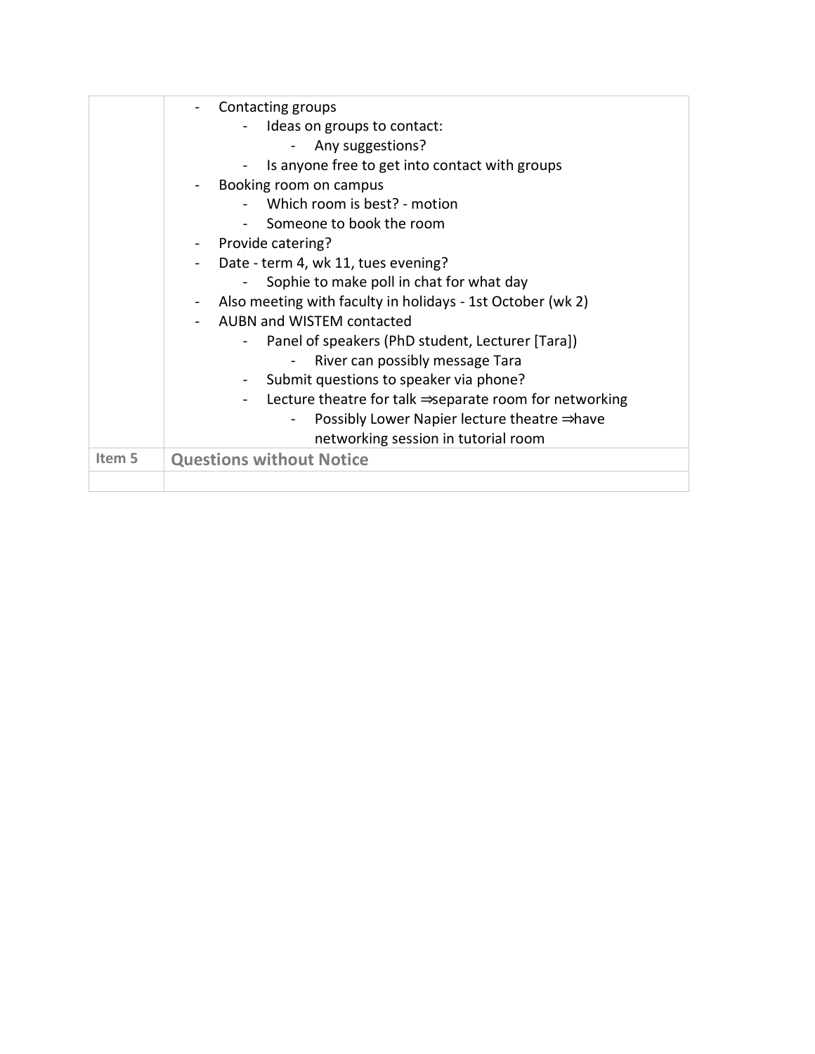| | |
|---|---|
| | - Contacting groups<br>&nbsp;&nbsp;&nbsp;&nbsp;- Ideas on groups to contact:<br>&nbsp;&nbsp;&nbsp;&nbsp;&nbsp;&nbsp;&nbsp;&nbsp;- Any suggestions?<br>&nbsp;&nbsp;&nbsp;&nbsp;- Is anyone free to get into contact with groups<br>- Booking room on campus<br>&nbsp;&nbsp;&nbsp;&nbsp;- Which room is best? - motion<br>&nbsp;&nbsp;&nbsp;&nbsp;- Someone to book the room<br>- Provide catering?<br>- Date - term 4, wk 11, tues evening?<br>&nbsp;&nbsp;&nbsp;&nbsp;- Sophie to make poll in chat for what day<br>- Also meeting with faculty in holidays - 1st October (wk 2)<br>- AUBN and WISTEM contacted<br>&nbsp;&nbsp;&nbsp;&nbsp;- Panel of speakers (PhD student, Lecturer [Tara])<br>&nbsp;&nbsp;&nbsp;&nbsp;&nbsp;&nbsp;&nbsp;&nbsp;- River can possibly message Tara<br>&nbsp;&nbsp;&nbsp;&nbsp;- Submit questions to speaker via phone?<br>&nbsp;&nbsp;&nbsp;&nbsp;- Lecture theatre for talk ⇒separate room for networking<br>&nbsp;&nbsp;&nbsp;&nbsp;&nbsp;&nbsp;&nbsp;&nbsp;- Possibly Lower Napier lecture theatre ⇒have networking session in tutorial room |
| **Item 5** | **Questions without Notice** |
| | |